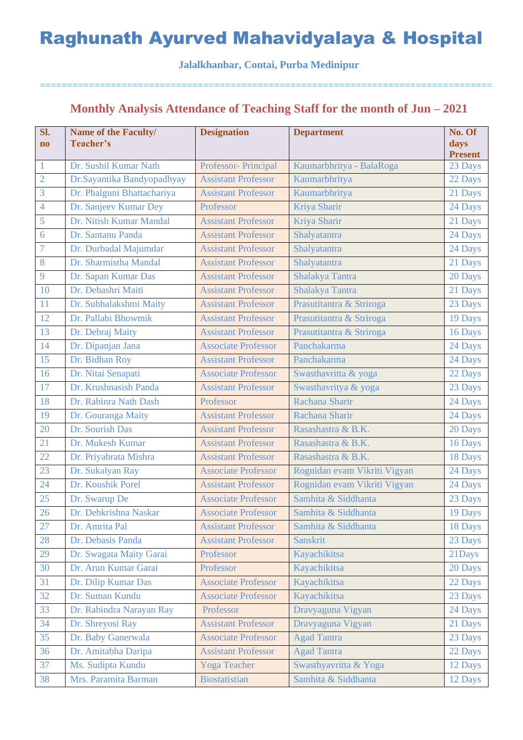# Raghunath Ayurved Mahavidyalaya & Hospital

**Jalalkhanbar, Contai, Purba Medinipur**

==========================================================================================

## Monthly Analysis Attendance of Teaching Staff for the month of Jun – 2021

| Sl. no | Name of the Faculty/ Teacher's | Designation | Department | No. Of days Present |
|---|---|---|---|---|
| 1 | Dr. Sushil Kumar Nath | Professor- Principal | Kaumarbhritya - BalaRoga | 23 Days |
| 2 | Dr.Sayantika Bandyopadhyay | Assistant Professor | Kaumarbhritya | 22 Days |
| 3 | Dr. Phalguni Bhattachariya | Assistant Professor | Kaumarbhritya | 21 Days |
| 4 | Dr. Sanjeev Kumar Dey | Professor | Kriya Sharir | 24 Days |
| 5 | Dr. Nitish Kumar Mandal | Assistant Professor | Kriya Sharir | 21 Days |
| 6 | Dr. Santanu Panda | Assistant Professor | Shalyatantra | 24 Days |
| 7 | Dr. Durbadal Majumdar | Assistant Professor | Shalyatantra | 24 Days |
| 8 | Dr. Sharmistha Mandal | Assistant Professor | Shalyatantra | 21 Days |
| 9 | Dr. Sapan Kumar Das | Assistant Professor | Shalakya Tantra | 20 Days |
| 10 | Dr. Debashri Maiti | Assistant Professor | Shalakya Tantra | 21 Days |
| 11 | Dr. Subhalakshmi Maity | Assistant Professor | Prasutitantra & Striroga | 23 Days |
| 12 | Dr. Pallabi Bhowmik | Assistant Professor | Prasutitantra & Striroga | 19 Days |
| 13 | Dr. Debraj Maity | Assistant Professor | Prasutitantra & Striroga | 16 Days |
| 14 | Dr. Dipanjan Jana | Associate Professor | Panchakarma | 24 Days |
| 15 | Dr. Bidhan Roy | Assistant Professor | Panchakarma | 24 Days |
| 16 | Dr. Nitai Senapati | Associate Professor | Swasthavritta & yoga | 22 Days |
| 17 | Dr. Krushnasish Panda | Assistant Professor | Swasthavritya & yoga | 23 Days |
| 18 | Dr. Rabinra Nath Dash | Professor | Rachana Sharir | 24 Days |
| 19 | Dr. Gouranga Maity | Assistant Professor | Rachana Sharir | 24 Days |
| 20 | Dr. Sourish Das | Assistant Professor | Rasashastra & B.K. | 20 Days |
| 21 | Dr. Mukesh Kumar | Assistant Professor | Rasashastra & B.K. | 16 Days |
| 22 | Dr. Priyabrata Mishra | Assistant Professor | Rasashastra & B.K. | 18 Days |
| 23 | Dr. Sukalyan Ray | Associate Professor | Rognidan evam Vikriti Vigyan | 24 Days |
| 24 | Dr. Koushik Porel | Assistant Professor | Rognidan evam Vikriti Vigyan | 24 Days |
| 25 | Dr. Swarup De | Associate Professor | Samhita & Siddhanta | 23 Days |
| 26 | Dr. Debkrishna Naskar | Associate Professor | Samhita & Siddhanta | 19 Days |
| 27 | Dr. Amrita Pal | Assistant Professor | Samhita & Siddhanta | 18 Days |
| 28 | Dr. Debasis Panda | Assistant Professor | Sanskrit | 23 Days |
| 29 | Dr. Swagata Maity Garai | Professor | Kayachikitsa | 21Days |
| 30 | Dr. Arun Kumar Garai | Professor | Kayachikitsa | 20 Days |
| 31 | Dr. Dilip Kumar Das | Associate Professor | Kayachikitsa | 22 Days |
| 32 | Dr. Suman Kundu | Associate Professor | Kayachikitsa | 23 Days |
| 33 | Dr. Rabindra Narayan Ray | Professor | Dravyaguna Vigyan | 24 Days |
| 34 | Dr. Shreyosi Ray | Assistant Professor | Dravyaguna Vigyan | 21 Days |
| 35 | Dr. Baby Ganerwala | Associate Professor | Agad Tantra | 23 Days |
| 36 | Dr. Amitabha Daripa | Assistant Professor | Agad Tantra | 22 Days |
| 37 | Ms. Sudipta Kundu | Yoga Teacher | Swasthyavritta & Yoga | 12 Days |
| 38 | Mrs. Paramita Barman | Biostatistian | Samhita & Siddhanta | 12 Days |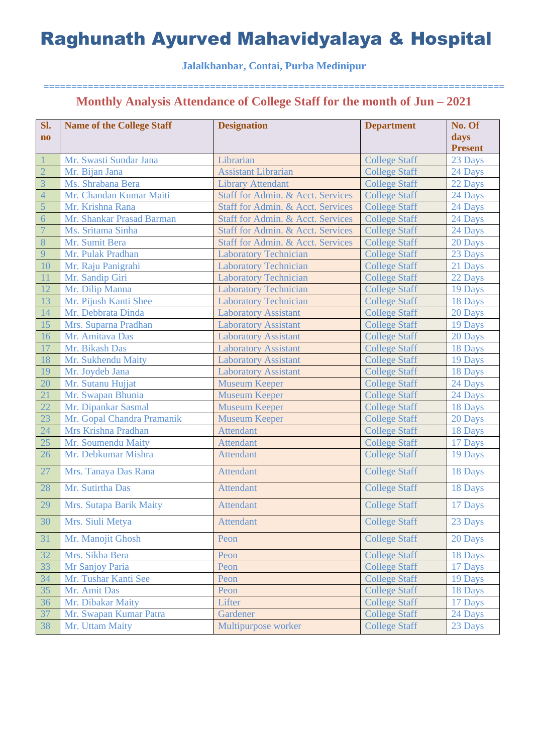# Raghunath Ayurved Mahavidyalaya & Hospital

**Jalalkhanbar, Contai, Purba Medinipur**

==========================================================================================

## Monthly Analysis Attendance of College Staff for the month of Jun – 2021

| Sl. no | Name of the College Staff | Designation | Department | No. Of days Present |
|---|---|---|---|---|
| 1 | Mr. Swasti Sundar Jana | Librarian | College Staff | 23 Days |
| 2 | Mr. Bijan Jana | Assistant Librarian | College Staff | 24 Days |
| 3 | Ms. Shrabana Bera | Library Attendant | College Staff | 22 Days |
| 4 | Mr. Chandan Kumar Maiti | Staff for Admin. & Acct. Services | College Staff | 24 Days |
| 5 | Mr. Krishna Rana | Staff for Admin. & Acct. Services | College Staff | 24 Days |
| 6 | Mr. Shankar Prasad Barman | Staff for Admin. & Acct. Services | College Staff | 24 Days |
| 7 | Ms. Sritama Sinha | Staff for Admin. & Acct. Services | College Staff | 24 Days |
| 8 | Mr. Sumit Bera | Staff for Admin. & Acct. Services | College Staff | 20 Days |
| 9 | Mr. Pulak Pradhan | Laboratory Technician | College Staff | 23 Days |
| 10 | Mr. Raju Panigrahi | Laboratory Technician | College Staff | 21 Days |
| 11 | Mr. Sandip Giri | Laboratory Technician | College Staff | 22 Days |
| 12 | Mr. Dilip Manna | Laboratory Technician | College Staff | 19 Days |
| 13 | Mr. Pijush Kanti Shee | Laboratory Technician | College Staff | 18 Days |
| 14 | Mr. Debbrata Dinda | Laboratory Assistant | College Staff | 20 Days |
| 15 | Mrs. Suparna Pradhan | Laboratory Assistant | College Staff | 19 Days |
| 16 | Mr. Amitava Das | Laboratory Assistant | College Staff | 20 Days |
| 17 | Mr. Bikash Das | Laboratory Assistant | College Staff | 18 Days |
| 18 | Mr. Sukhendu Maity | Laboratory Assistant | College Staff | 19 Days |
| 19 | Mr. Joydeb Jana | Laboratory Assistant | College Staff | 18 Days |
| 20 | Mr. Sutanu Hujjat | Museum Keeper | College Staff | 24 Days |
| 21 | Mr. Swapan Bhunia | Museum Keeper | College Staff | 24 Days |
| 22 | Mr. Dipankar Sasmal | Museum Keeper | College Staff | 18 Days |
| 23 | Mr. Gopal Chandra Pramanik | Museum Keeper | College Staff | 20 Days |
| 24 | Mrs Krishna Pradhan | Attendant | College Staff | 18 Days |
| 25 | Mr. Soumendu Maity | Attendant | College Staff | 17 Days |
| 26 | Mr. Debkumar Mishra | Attendant | College Staff | 19 Days |
| 27 | Mrs. Tanaya Das Rana | Attendant | College Staff | 18 Days |
| 28 | Mr. Sutirtha Das | Attendant | College Staff | 18 Days |
| 29 | Mrs. Sutapa Barik Maity | Attendant | College Staff | 17 Days |
| 30 | Mrs. Siuli Metya | Attendant | College Staff | 23 Days |
| 31 | Mr. Manojit Ghosh | Peon | College Staff | 20 Days |
| 32 | Mrs. Sikha Bera | Peon | College Staff | 18 Days |
| 33 | Mr Sanjoy Paria | Peon | College Staff | 17 Days |
| 34 | Mr. Tushar Kanti See | Peon | College Staff | 19 Days |
| 35 | Mr. Amit Das | Peon | College Staff | 18 Days |
| 36 | Mr. Dibakar Maity | Lifter | College Staff | 17 Days |
| 37 | Mr. Swapan Kumar Patra | Gardener | College Staff | 24 Days |
| 38 | Mr. Uttam Maity | Multipurpose worker | College Staff | 23 Days |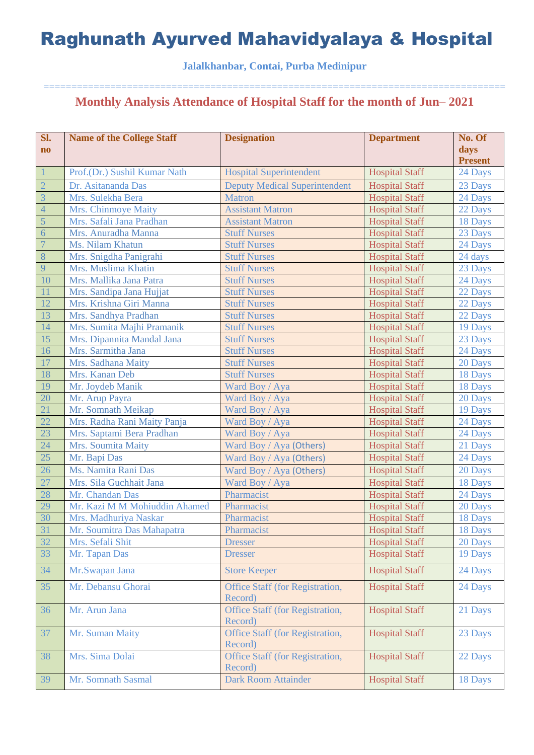# Raghunath Ayurved Mahavidyalaya & Hospital

**Jalalkhanbar, Contai, Purba Medinipur**

==================================================================================

## Monthly Analysis Attendance of Hospital Staff for the month of Jun– 2021

| Sl. no | Name of the College Staff | Designation | Department | No. Of days Present |
|---|---|---|---|---|
| 1 | Prof.(Dr.) Sushil Kumar Nath | Hospital Superintendent | Hospital Staff | 24 Days |
| 2 | Dr. Asitananda Das | Deputy Medical Superintendent | Hospital Staff | 23 Days |
| 3 | Mrs. Sulekha Bera | Matron | Hospital Staff | 24 Days |
| 4 | Mrs. Chinmoye Maity | Assistant Matron | Hospital Staff | 22 Days |
| 5 | Mrs. Safali Jana Pradhan | Assistant Matron | Hospital Staff | 18 Days |
| 6 | Mrs. Anuradha Manna | Stuff Nurses | Hospital Staff | 23 Days |
| 7 | Ms. Nilam Khatun | Stuff Nurses | Hospital Staff | 24 Days |
| 8 | Mrs. Snigdha Panigrahi | Stuff Nurses | Hospital Staff | 24 days |
| 9 | Mrs. Muslima Khatin | Stuff Nurses | Hospital Staff | 23 Days |
| 10 | Mrs. Mallika Jana Patra | Stuff Nurses | Hospital Staff | 24 Days |
| 11 | Mrs. Sandipa Jana Hujjat | Stuff Nurses | Hospital Staff | 22 Days |
| 12 | Mrs. Krishna Giri Manna | Stuff Nurses | Hospital Staff | 22 Days |
| 13 | Mrs. Sandhya Pradhan | Stuff Nurses | Hospital Staff | 22 Days |
| 14 | Mrs. Sumita Majhi Pramanik | Stuff Nurses | Hospital Staff | 19 Days |
| 15 | Mrs. Dipannita Mandal Jana | Stuff Nurses | Hospital Staff | 23 Days |
| 16 | Mrs. Sarmitha Jana | Stuff Nurses | Hospital Staff | 24 Days |
| 17 | Mrs. Sadhana Maity | Stuff Nurses | Hospital Staff | 20 Days |
| 18 | Mrs. Kanan Deb | Stuff Nurses | Hospital Staff | 18 Days |
| 19 | Mr. Joydeb Manik | Ward Boy / Aya | Hospital Staff | 18 Days |
| 20 | Mr. Arup Payra | Ward Boy / Aya | Hospital Staff | 20 Days |
| 21 | Mr. Somnath Meikap | Ward Boy / Aya | Hospital Staff | 19 Days |
| 22 | Mrs. Radha Rani Maity Panja | Ward Boy / Aya | Hospital Staff | 24 Days |
| 23 | Mrs. Saptami Bera Pradhan | Ward Boy / Aya | Hospital Staff | 24 Days |
| 24 | Mrs. Soumita Maity | Ward Boy / Aya (Others) | Hospital Staff | 21 Days |
| 25 | Mr. Bapi Das | Ward Boy / Aya (Others) | Hospital Staff | 24 Days |
| 26 | Ms. Namita Rani Das | Ward Boy / Aya (Others) | Hospital Staff | 20 Days |
| 27 | Mrs. Sila Guchhait Jana | Ward Boy / Aya | Hospital Staff | 18 Days |
| 28 | Mr. Chandan Das | Pharmacist | Hospital Staff | 24 Days |
| 29 | Mr. Kazi M M Mohiuddin Ahamed | Pharmacist | Hospital Staff | 20 Days |
| 30 | Mrs. Madhuriya Naskar | Pharmacist | Hospital Staff | 18 Days |
| 31 | Mr. Soumitra Das Mahapatra | Pharmacist | Hospital Staff | 18 Days |
| 32 | Mrs. Sefali Shit | Dresser | Hospital Staff | 20 Days |
| 33 | Mr. Tapan Das | Dresser | Hospital Staff | 19 Days |
| 34 | Mr.Swapan Jana | Store Keeper | Hospital Staff | 24 Days |
| 35 | Mr. Debansu Ghorai | Office Staff (for Registration, Record) | Hospital Staff | 24 Days |
| 36 | Mr. Arun Jana | Office Staff (for Registration, Record) | Hospital Staff | 21 Days |
| 37 | Mr. Suman Maity | Office Staff (for Registration, Record) | Hospital Staff | 23 Days |
| 38 | Mrs. Sima Dolai | Office Staff (for Registration, Record) | Hospital Staff | 22 Days |
| 39 | Mr. Somnath Sasmal | Dark Room Attainder | Hospital Staff | 18 Days |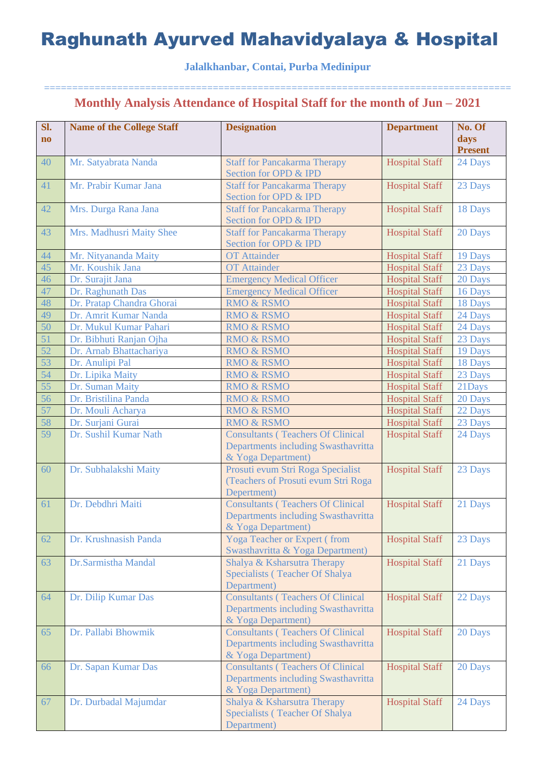# Raghunath Ayurved Mahavidyalaya & Hospital

**Jalalkhanbar, Contai, Purba Medinipur**

================================================================================

## Monthly Analysis Attendance of Hospital Staff for the month of Jun – 2021

| Sl. no | Name of the College Staff | Designation | Department | No. Of days Present |
|---|---|---|---|---|
| 40 | Mr. Satyabrata Nanda | Staff for Pancakarma Therapy Section for OPD & IPD | Hospital Staff | 24 Days |
| 41 | Mr. Prabir Kumar Jana | Staff for Pancakarma Therapy Section for OPD & IPD | Hospital Staff | 23 Days |
| 42 | Mrs. Durga Rana Jana | Staff for Pancakarma Therapy Section for OPD & IPD | Hospital Staff | 18 Days |
| 43 | Mrs. Madhusri Maity Shee | Staff for Pancakarma Therapy Section for OPD & IPD | Hospital Staff | 20 Days |
| 44 | Mr. Nityananda Maity | OT Attainder | Hospital Staff | 19 Days |
| 45 | Mr. Koushik Jana | OT Attainder | Hospital Staff | 23 Days |
| 46 | Dr. Surajit Jana | Emergency Medical Officer | Hospital Staff | 20 Days |
| 47 | Dr. Raghunath Das | Emergency Medical Officer | Hospital Staff | 16 Days |
| 48 | Dr. Pratap Chandra Ghorai | RMO & RSMO | Hospital Staff | 18 Days |
| 49 | Dr. Amrit Kumar Nanda | RMO & RSMO | Hospital Staff | 24 Days |
| 50 | Dr. Mukul Kumar Pahari | RMO & RSMO | Hospital Staff | 24 Days |
| 51 | Dr. Bibhuti Ranjan Ojha | RMO & RSMO | Hospital Staff | 23 Days |
| 52 | Dr. Arnab Bhattachariya | RMO & RSMO | Hospital Staff | 19 Days |
| 53 | Dr. Anulipi Pal | RMO & RSMO | Hospital Staff | 18 Days |
| 54 | Dr. Lipika Maity | RMO & RSMO | Hospital Staff | 23 Days |
| 55 | Dr. Suman Maity | RMO & RSMO | Hospital Staff | 21Days |
| 56 | Dr. Bristilina Panda | RMO & RSMO | Hospital Staff | 20 Days |
| 57 | Dr. Mouli Acharya | RMO & RSMO | Hospital Staff | 22 Days |
| 58 | Dr. Surjani Gurai | RMO & RSMO | Hospital Staff | 23 Days |
| 59 | Dr. Sushil Kumar Nath | Consultants ( Teachers Of Clinical Departments including Swasthavritta & Yoga Department) | Hospital Staff | 24 Days |
| 60 | Dr. Subhalakshi Maity | Prosuti evum Stri Roga Specialist (Teachers of Prosuti evum Stri Roga Depertment) | Hospital Staff | 23 Days |
| 61 | Dr. Debdhri Maiti | Consultants ( Teachers Of Clinical Departments including Swasthavritta & Yoga Department) | Hospital Staff | 21 Days |
| 62 | Dr. Krushnasish Panda | Yoga Teacher or Expert ( from Swasthavritta & Yoga Department) | Hospital Staff | 23 Days |
| 63 | Dr.Sarmistha Mandal | Shalya & Ksharsutra Therapy Specialists ( Teacher Of Shalya Department) | Hospital Staff | 21 Days |
| 64 | Dr. Dilip Kumar Das | Consultants ( Teachers Of Clinical Departments including Swasthavritta & Yoga Department) | Hospital Staff | 22 Days |
| 65 | Dr. Pallabi Bhowmik | Consultants ( Teachers Of Clinical Departments including Swasthavritta & Yoga Department) | Hospital Staff | 20 Days |
| 66 | Dr. Sapan Kumar Das | Consultants ( Teachers Of Clinical Departments including Swasthavritta & Yoga Department) | Hospital Staff | 20 Days |
| 67 | Dr. Durbadal Majumdar | Shalya & Ksharsutra Therapy Specialists ( Teacher Of Shalya Department) | Hospital Staff | 24 Days |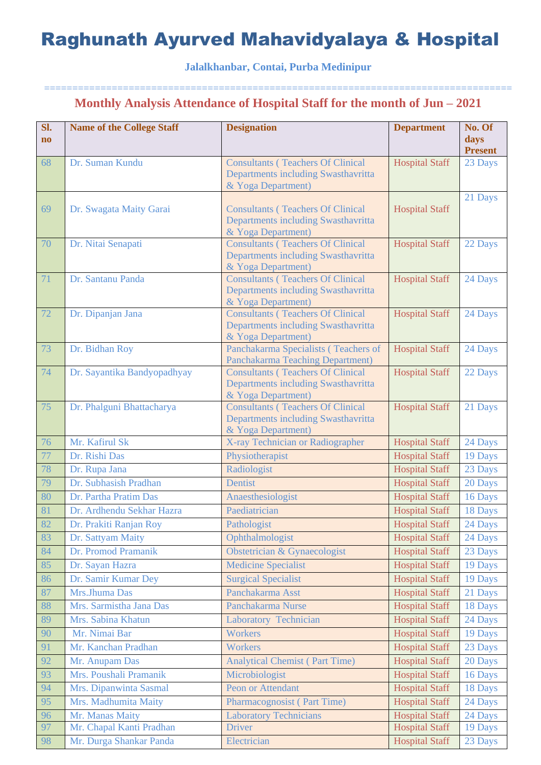# Raghunath Ayurved Mahavidyalaya & Hospital

**Jalalkhanbar, Contai, Purba Medinipur**

================================================================================

## Monthly Analysis Attendance of Hospital Staff for the month of Jun – 2021

| Sl. no | Name of the College Staff | Designation | Department | No. Of days Present |
|---|---|---|---|---|
| 68 | Dr. Suman Kundu | Consultants ( Teachers Of Clinical Departments including Swasthavritta & Yoga Department) | Hospital Staff | 23 Days |
| 69 | Dr. Swagata Maity Garai | Consultants ( Teachers Of Clinical Departments including Swasthavritta & Yoga Department) | Hospital Staff | 21 Days |
| 70 | Dr. Nitai Senapati | Consultants ( Teachers Of Clinical Departments including Swasthavritta & Yoga Department) | Hospital Staff | 22 Days |
| 71 | Dr. Santanu Panda | Consultants ( Teachers Of Clinical Departments including Swasthavritta & Yoga Department) | Hospital Staff | 24 Days |
| 72 | Dr. Dipanjan Jana | Consultants ( Teachers Of Clinical Departments including Swasthavritta & Yoga Department) | Hospital Staff | 24 Days |
| 73 | Dr. Bidhan Roy | Panchakarma Specialists ( Teachers of Panchakarma Teaching Department) | Hospital Staff | 24 Days |
| 74 | Dr. Sayantika Bandyopadhyay | Consultants ( Teachers Of Clinical Departments including Swasthavritta & Yoga Department) | Hospital Staff | 22 Days |
| 75 | Dr. Phalguni Bhattacharya | Consultants ( Teachers Of Clinical Departments including Swasthavritta & Yoga Department) | Hospital Staff | 21 Days |
| 76 | Mr. Kafirul Sk | X-ray Technician or Radiographer | Hospital Staff | 24 Days |
| 77 | Dr. Rishi Das | Physiotherapist | Hospital Staff | 19 Days |
| 78 | Dr. Rupa Jana | Radiologist | Hospital Staff | 23 Days |
| 79 | Dr. Subhasish Pradhan | Dentist | Hospital Staff | 20 Days |
| 80 | Dr. Partha Pratim Das | Anaesthesiologist | Hospital Staff | 16 Days |
| 81 | Dr. Ardhendu Sekhar Hazra | Paediatrician | Hospital Staff | 18 Days |
| 82 | Dr. Prakiti Ranjan Roy | Pathologist | Hospital Staff | 24 Days |
| 83 | Dr. Sattyam Maity | Ophthalmologist | Hospital Staff | 24 Days |
| 84 | Dr. Promod Pramanik | Obstetrician & Gynaecologist | Hospital Staff | 23 Days |
| 85 | Dr. Sayan Hazra | Medicine Specialist | Hospital Staff | 19 Days |
| 86 | Dr. Samir Kumar Dey | Surgical Specialist | Hospital Staff | 19 Days |
| 87 | Mrs.Jhuma Das | Panchakarma Asst | Hospital Staff | 21 Days |
| 88 | Mrs. Sarmistha Jana Das | Panchakarma Nurse | Hospital Staff | 18 Days |
| 89 | Mrs. Sabina Khatun | Laboratory Technician | Hospital Staff | 24 Days |
| 90 | Mr. Nimai Bar | Workers | Hospital Staff | 19 Days |
| 91 | Mr. Kanchan Pradhan | Workers | Hospital Staff | 23 Days |
| 92 | Mr. Anupam Das | Analytical Chemist ( Part Time) | Hospital Staff | 20 Days |
| 93 | Mrs. Poushali Pramanik | Microbiologist | Hospital Staff | 16 Days |
| 94 | Mrs. Dipanwinta Sasmal | Peon or Attendant | Hospital Staff | 18 Days |
| 95 | Mrs. Madhumita Maity | Pharmacognosist ( Part Time) | Hospital Staff | 24 Days |
| 96 | Mr. Manas Maity | Laboratory Technicians | Hospital Staff | 24 Days |
| 97 | Mr. Chapal Kanti Pradhan | Driver | Hospital Staff | 19 Days |
| 98 | Mr. Durga Shankar Panda | Electrician | Hospital Staff | 23 Days |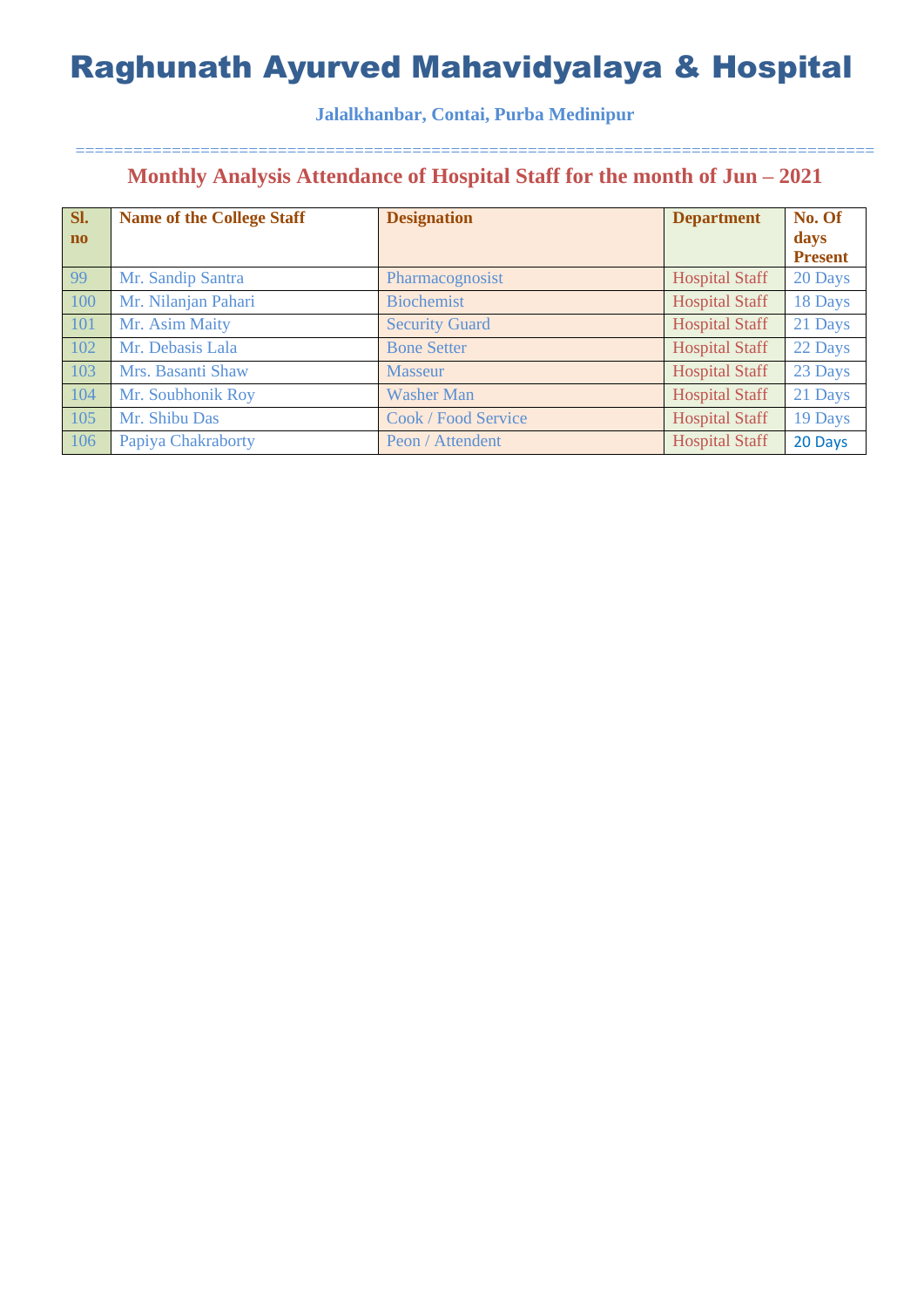# Raghunath Ayurved Mahavidyalaya & Hospital

**Jalalkhanbar, Contai, Purba Medinipur**

==============================================================================

## Monthly Analysis Attendance of Hospital Staff for the month of Jun – 2021

| Sl. no | Name of the College Staff | Designation | Department | No. Of days Present |
|---|---|---|---|---|
| 99 | Mr. Sandip Santra | Pharmacognosist | Hospital Staff | 20 Days |
| 100 | Mr. Nilanjan Pahari | Biochemist | Hospital Staff | 18 Days |
| 101 | Mr. Asim Maity | Security Guard | Hospital Staff | 21 Days |
| 102 | Mr. Debasis Lala | Bone Setter | Hospital Staff | 22 Days |
| 103 | Mrs. Basanti Shaw | Masseur | Hospital Staff | 23 Days |
| 104 | Mr. Soubhonik Roy | Washer Man | Hospital Staff | 21 Days |
| 105 | Mr. Shibu Das | Cook / Food Service | Hospital Staff | 19 Days |
| 106 | Papiya Chakraborty | Peon / Attendent | Hospital Staff | 20 Days |